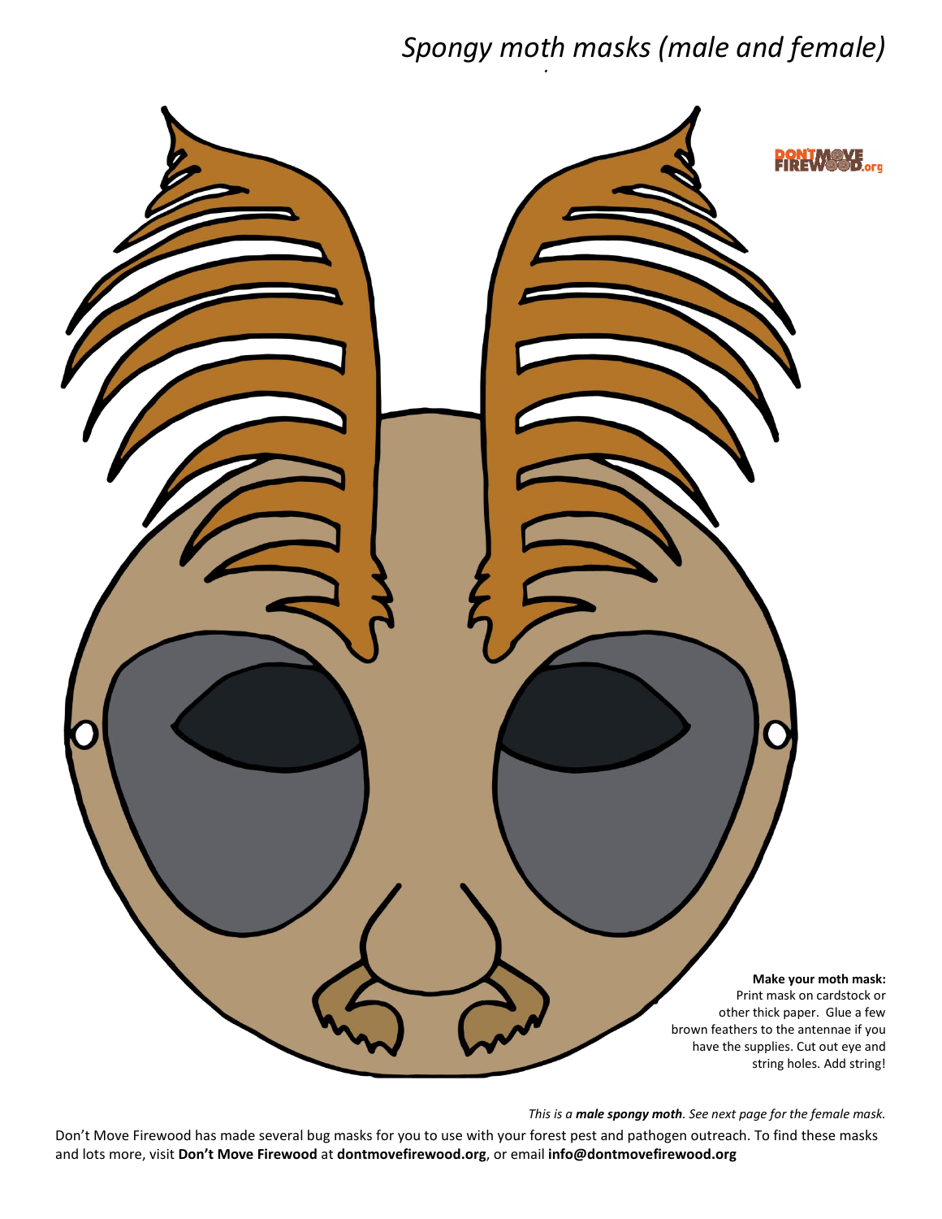# *Spongy moth masks (male and female)*

DON'T MOVE FIREWOOD.org

**Make your moth mask:**
Print mask on cardstock or other thick paper. Glue a few brown feathers to the antennae if you have the supplies. Cut out eye and string holes. Add string!

*This is a **male spongy moth**. See next page for the female mask.*

Don't Move Firewood has made several bug masks for you to use with your forest pest and pathogen outreach. To find these masks and lots more, visit **Don't Move Firewood** at **dontmovefirewood.org**, or email **info@dontmovefirewood.org**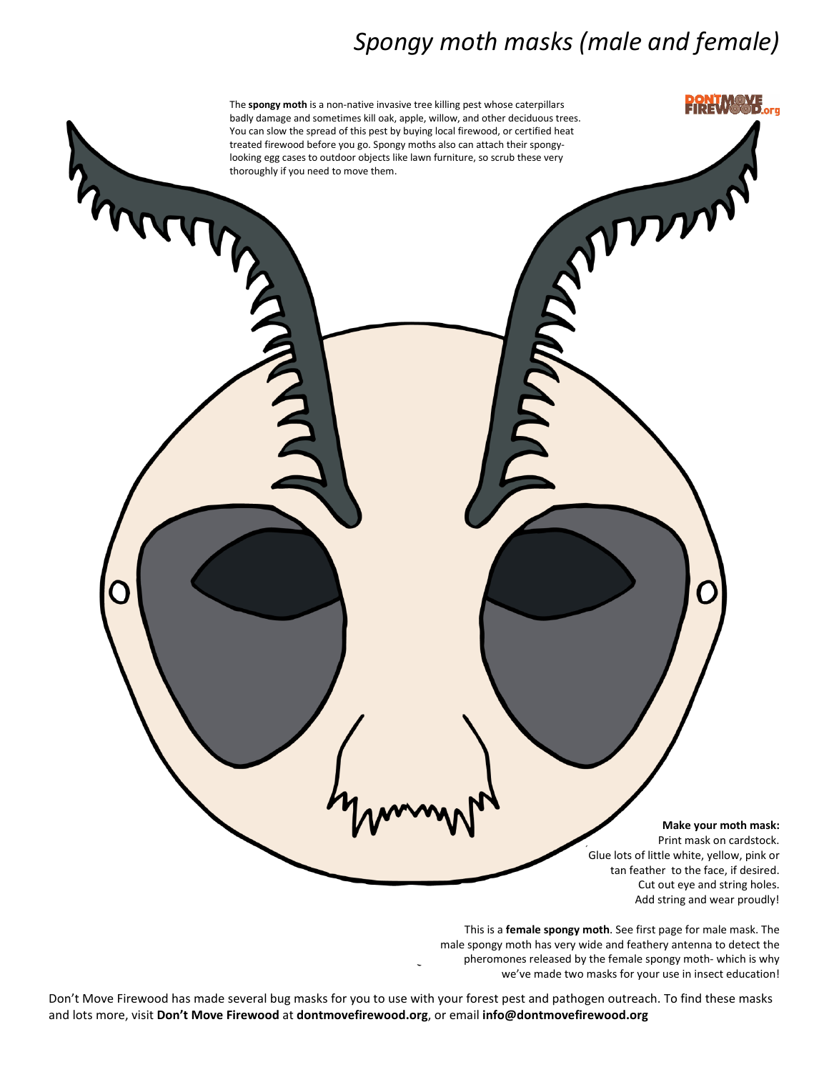# *Spongy moth masks (male and female)*

The **spongy moth** is a non-native invasive tree killing pest whose caterpillars badly damage and sometimes kill oak, apple, willow, and other deciduous trees. You can slow the spread of this pest by buying local firewood, or certified heat treated firewood before you go. Spongy moths also can attach their spongy-looking egg cases to outdoor objects like lawn furniture, so scrub these very thoroughly if you need to move them.

**Make your moth mask:**
Print mask on cardstock.
Glue lots of little white, yellow, pink or tan feather to the face, if desired.
Cut out eye and string holes.
Add string and wear proudly!

This is a **female spongy moth**. See first page for male mask. The male spongy moth has very wide and feathery antenna to detect the pheromones released by the female spongy moth- which is why we've made two masks for your use in insect education!

Don't Move Firewood has made several bug masks for you to use with your forest pest and pathogen outreach. To find these masks and lots more, visit **Don't Move Firewood** at **dontmovefirewood.org**, or email **info@dontmovefirewood.org**